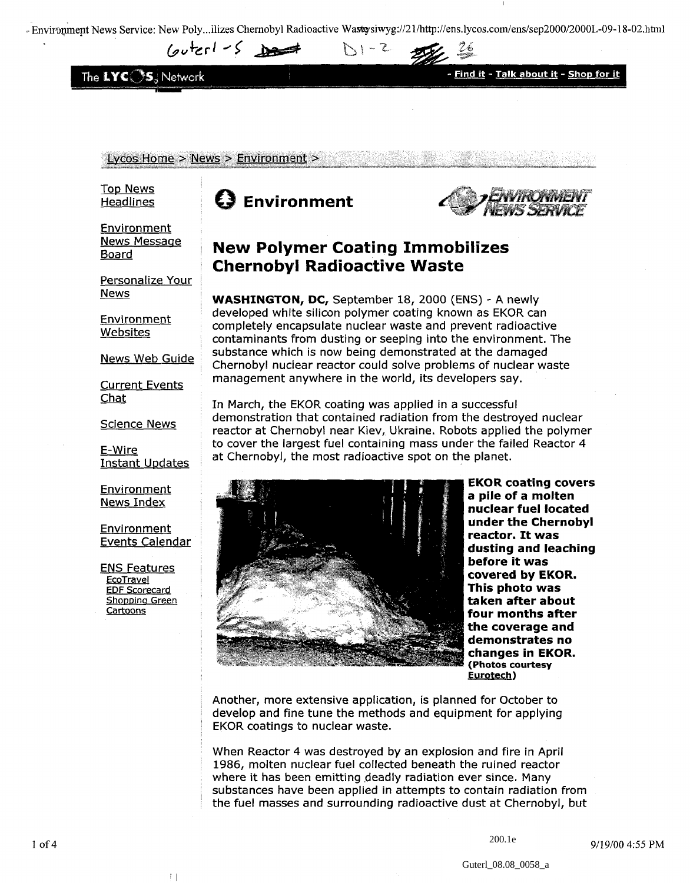# New Polymer Coating Immobilizes Chernobyl Radioactive Waste

**WASHINGTON, DC,** September 18, 2000 (ENS) - A newly developed white silicon polymer coating known as EKOR can completely encapsulate nuclear waste and prevent radioactive contaminants from dusting or seeping into the environment. The substance which is now being demonstrated at the damaged Chernobyl nuclear reactor could solve problems of nuclear waste management anywhere in the world, its developers say.

In March, the EKOR coating was applied in a successful demonstration that contained radiation from the destroyed nuclear reactor at Chernobyl near Kiev, Ukraine. Robots applied the polymer to cover the largest fuel containing mass under the failed Reactor 4 at Chernobyl, the most radioactive spot on the planet.

**EKOR coating covers a pile of a molten nuclear fuel located under the Chernobyl reactor. It was dusting and leaching before it was covered by EKOR. This photo was taken after about four months after the coverage and demonstrates no changes in EKOR.** **(Photos courtesy Eurotech)**

Another, more extensive application, is planned for October to develop and fine tune the methods and equipment for applying EKOR coatings to nuclear waste.

When Reactor 4 was destroyed by an explosion and fire in April 1986, molten nuclear fuel collected beneath the ruined reactor where it has been emitting deadly radiation ever since. Many substances have been applied in attempts to contain radiation from the fuel masses and surrounding radioactive dust at Chernobyl, but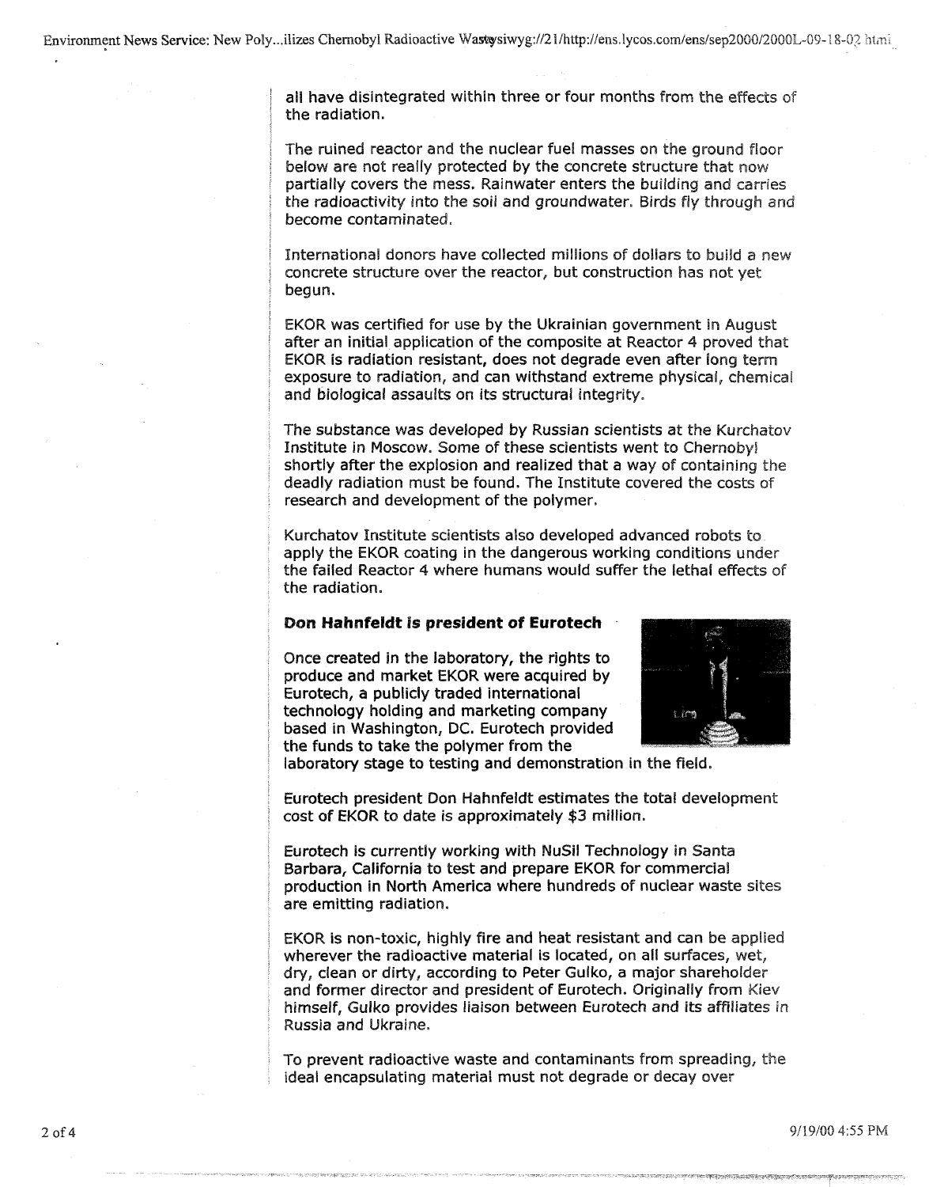all have disintegrated within three or four months from the effects of the radiation.

The ruined reactor and the nuclear fuel masses on the ground floor below are not really protected by the concrete structure that now partially covers the mess. Rainwater enters the building and carries the radioactivity into the soil and groundwater. Birds fly through and become contaminated.

International donors have collected millions of dollars to build a new concrete structure over the reactor, but construction has not yet begun.

EKOR was certified for use by the Ukrainian government in August after an initial application of the composite at Reactor 4 proved that EKOR is radiation resistant, does not degrade even after long term exposure to radiation, and can withstand extreme physical, chemical and biological assaults on its structural integrity.

The substance was developed by Russian scientists at the Kurchatov Institute in Moscow. Some of these scientists went to Chernobyl shortly after the explosion and realized that a way of containing the deadly radiation must be found. The Institute covered the costs of research and development of the polymer.

Kurchatov Institute scientists also developed advanced robots to apply the EKOR coating in the dangerous working conditions under the failed Reactor 4 where humans would suffer the lethal effects of the radiation.

**Don Hahnfeldt is president of Eurotech**

Once created in the laboratory, the rights to produce and market EKOR were acquired by Eurotech, a publicly traded international technology holding and marketing company based in Washington, DC. Eurotech provided the funds to take the polymer from the laboratory stage to testing and demonstration in the field.

Eurotech president Don Hahnfeldt estimates the total development cost of EKOR to date is approximately $3 million.

Eurotech is currently working with NuSil Technology in Santa Barbara, California to test and prepare EKOR for commercial production in North America where hundreds of nuclear waste sites are emitting radiation.

EKOR is non-toxic, highly fire and heat resistant and can be applied wherever the radioactive material is located, on all surfaces, wet, dry, clean or dirty, according to Peter Gulko, a major shareholder and former director and president of Eurotech. Originally from Kiev himself, Gulko provides liaison between Eurotech and its affiliates in Russia and Ukraine.

To prevent radioactive waste and contaminants from spreading, the ideal encapsulating material must not degrade or decay over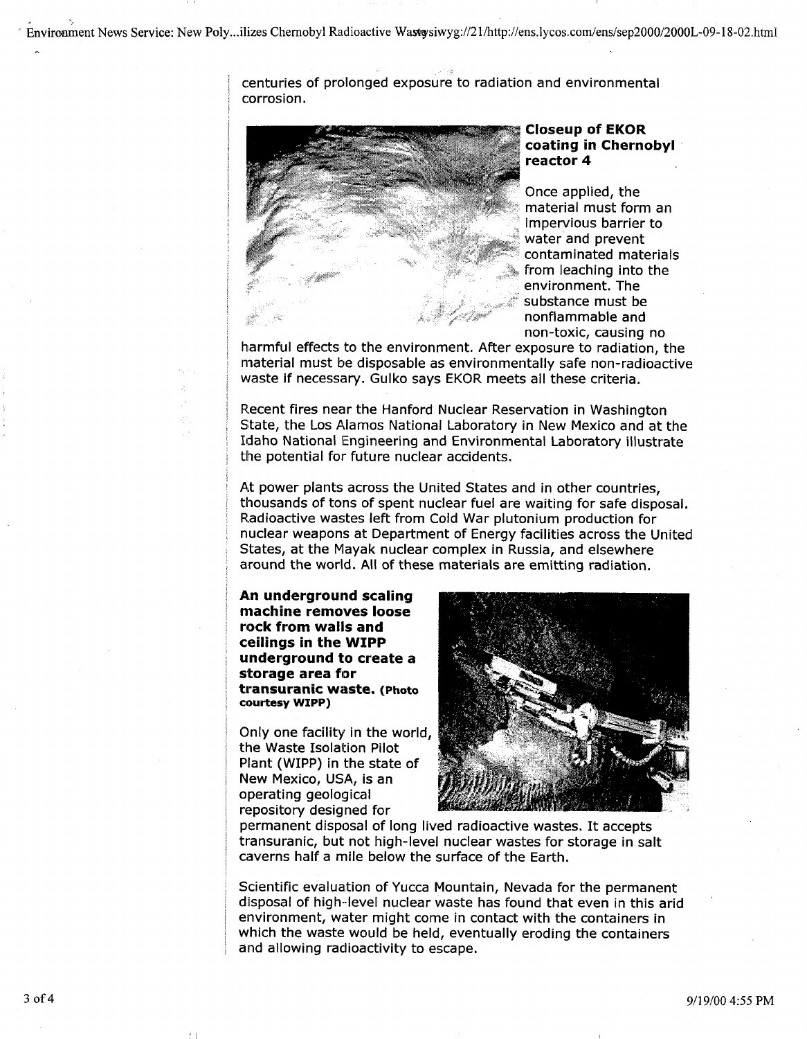centuries of prolonged exposure to radiation and environmental corrosion.

**Closeup of EKOR coating in Chernobyl reactor 4**

Once applied, the material must form an impervious barrier to water and prevent contaminated materials from leaching into the environment. The substance must be nonflammable and non-toxic, causing no harmful effects to the environment. After exposure to radiation, the material must be disposable as environmentally safe non-radioactive waste if necessary. Gulko says EKOR meets all these criteria.

Recent fires near the Hanford Nuclear Reservation in Washington State, the Los Alamos National Laboratory in New Mexico and at the Idaho National Engineering and Environmental Laboratory illustrate the potential for future nuclear accidents.

At power plants across the United States and in other countries, thousands of tons of spent nuclear fuel are waiting for safe disposal. Radioactive wastes left from Cold War plutonium production for nuclear weapons at Department of Energy facilities across the United States, at the Mayak nuclear complex in Russia, and elsewhere around the world. All of these materials are emitting radiation.

**An underground scaling machine removes loose rock from walls and ceilings in the WIPP underground to create a storage area for transuranic waste. (Photo courtesy WIPP)**

Only one facility in the world, the Waste Isolation Pilot Plant (WIPP) in the state of New Mexico, USA, is an operating geological repository designed for permanent disposal of long lived radioactive wastes. It accepts transuranic, but not high-level nuclear wastes for storage in salt caverns half a mile below the surface of the Earth.

Scientific evaluation of Yucca Mountain, Nevada for the permanent disposal of high-level nuclear waste has found that even in this arid environment, water might come in contact with the containers in which the waste would be held, eventually eroding the containers and allowing radioactivity to escape.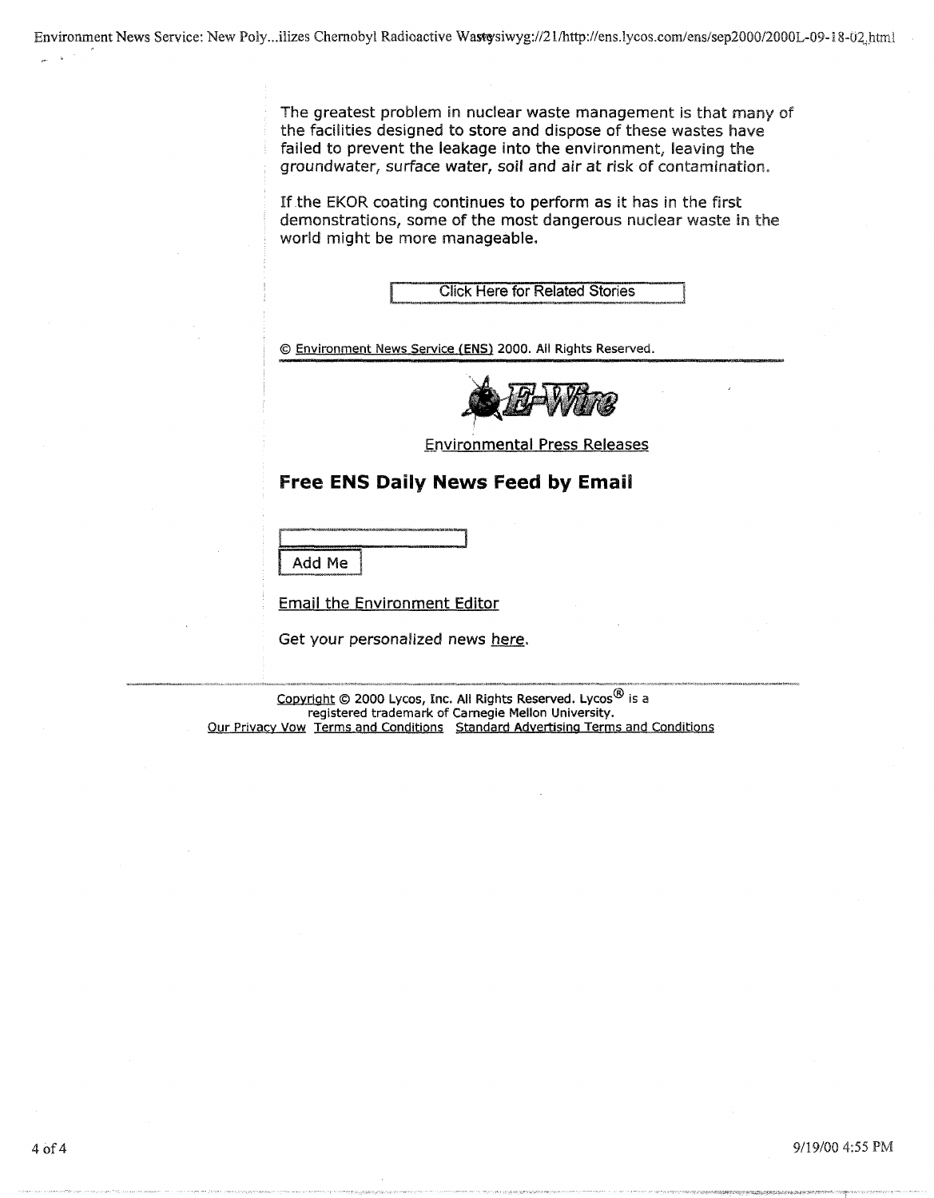The greatest problem in nuclear waste management is that many of the facilities designed to store and dispose of these wastes have failed to prevent the leakage into the environment, leaving the groundwater, surface water, soil and air at risk of contamination.

If the EKOR coating continues to perform as it has in the first demonstrations, some of the most dangerous nuclear waste in the world might be more manageable.

Click Here for Related Stories

© Environment News Service (ENS) 2000. All Rights Reserved.

E-Wire

Environmental Press Releases

## Free ENS Daily News Feed by Email

Add Me

Email the Environment Editor

Get your personalized news here.

Copyright © 2000 Lycos, Inc. All Rights Reserved. Lycos® is a registered trademark of Carnegie Mellon University.

Our Privacy Vow Terms and Conditions Standard Advertising Terms and Conditions